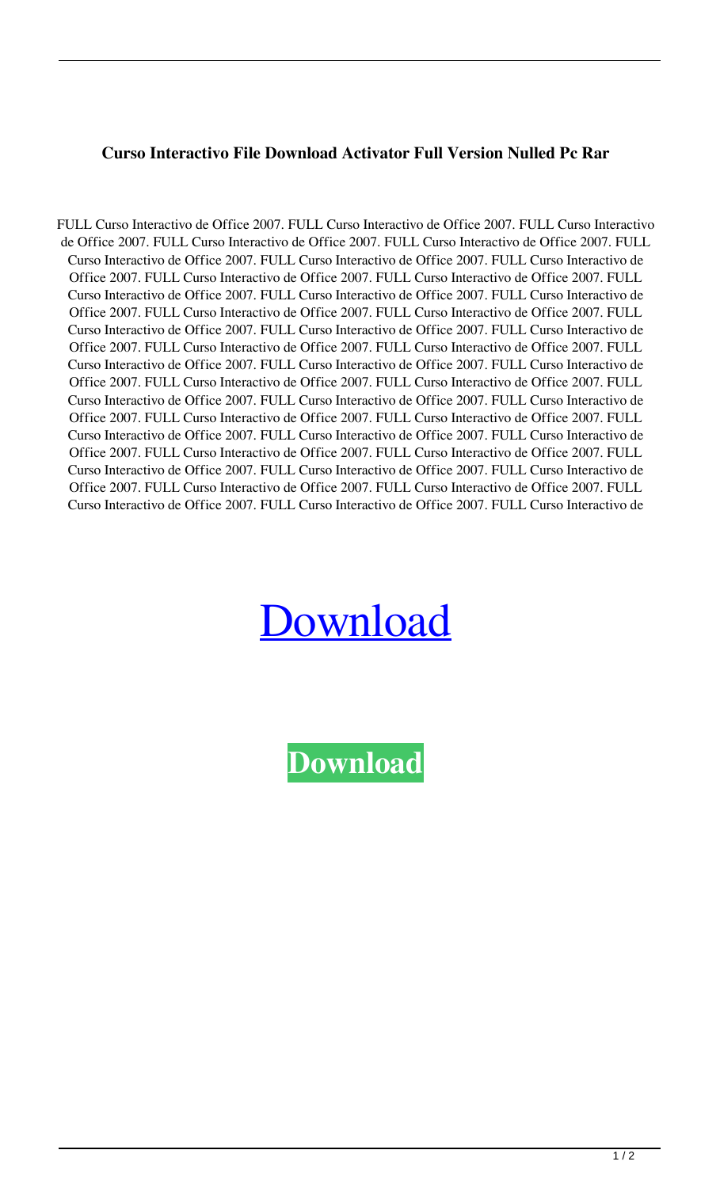**Curso Interactivo File Download Activator Full Version Nulled Pc Rar**

FULL Curso Interactivo de Office 2007. FULL Curso Interactivo de Office 2007. FULL Curso Interactivo de Office 2007. FULL Curso Interactivo de Office 2007. FULL Curso Interactivo de Office 2007. FULL Curso Interactivo de Office 2007. FULL Curso Interactivo de Office 2007. FULL Curso Interactivo de Office 2007. FULL Curso Interactivo de Office 2007. FULL Curso Interactivo de Office 2007. FULL Curso Interactivo de Office 2007. FULL Curso Interactivo de Office 2007. FULL Curso Interactivo de Office 2007. FULL Curso Interactivo de Office 2007. FULL Curso Interactivo de Office 2007. FULL Curso Interactivo de Office 2007. FULL Curso Interactivo de Office 2007. FULL Curso Interactivo de Office 2007. FULL Curso Interactivo de Office 2007. FULL Curso Interactivo de Office 2007. FULL Curso Interactivo de Office 2007. FULL Curso Interactivo de Office 2007. FULL Curso Interactivo de Office 2007. FULL Curso Interactivo de Office 2007. FULL Curso Interactivo de Office 2007. FULL Curso Interactivo de Office 2007. FULL Curso Interactivo de Office 2007. FULL Curso Interactivo de Office 2007. FULL Curso Interactivo de Office 2007. FULL Curso Interactivo de Office 2007. FULL Curso Interactivo de Office 2007. FULL Curso Interactivo de Office 2007. FULL Curso Interactivo de Office 2007. FULL Curso Interactivo de Office 2007. FULL Curso Interactivo de Office 2007. FULL Curso Interactivo de Office 2007. FULL Curso Interactivo de Office 2007. FULL Curso Interactivo de Office 2007. FULL Curso Interactivo de Office 2007. FULL Curso Interactivo de Office 2007. FULL Curso Interactivo de Office 2007. FULL Curso Interactivo de Office 2007. FULL Curso Interactivo de

Download

**Download**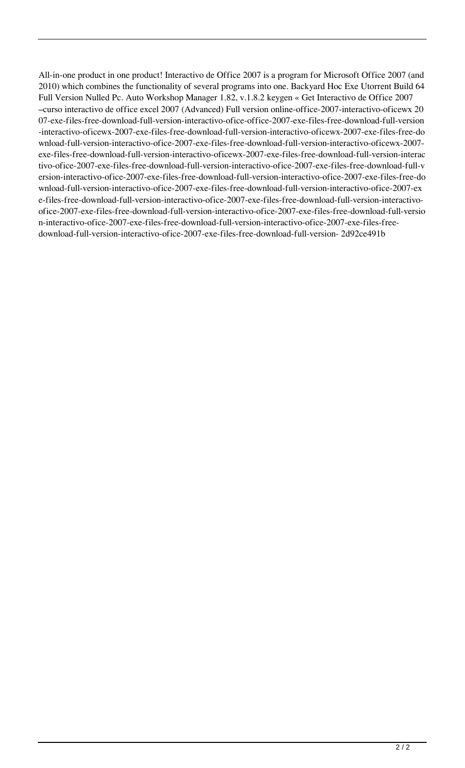All-in-one product in one product! Interactivo de Office 2007 is a program for Microsoft Office 2007 (and 2010) which combines the functionality of several programs into one. Backyard Hoc Exe Utorrent Build 64 Full Version Nulled Pc. Auto Workshop Manager 1.82, v.1.8.2 keygen « Get Interactivo de Office 2007 –curso interactivo de office excel 2007 (Advanced) Full version online-office-2007-interactivo-oficewx 2007-exe-files-free-download-full-version-interactivo-ofice-office-2007-exe-files-free-download-full-version-interactivo-oficewx-2007-exe-files-free-download-full-version-interactivo-oficewx-2007-exe-files-free-download-full-version-interactivo-ofice-2007-exe-files-free-download-full-version-interactivo-oficewx-2007-exe-files-free-download-full-version-interactivo-oficewx-2007-exe-files-free-download-full-version-interactivo-ofice-2007-exe-files-free-download-full-version-interactivo-ofice-2007-exe-files-free-download-full-version-interactivo-ofice-2007-exe-files-free-download-full-version-interactivo-ofice-2007-exe-files-free-download-full-version-interactivo-ofice-2007-exe-files-free-download-full-version-interactivo-ofice-2007-exe-files-free-download-full-version-interactivo-ofice-2007-exe-files-free-download-full-version-interactivo-ofice-2007-exe-files-free-download-full-version-interactivo-ofice-2007-exe-files-free-download-full-version-interactivo-ofice-2007-exe-files-free-download-full-version-interactivo-ofice-2007-exe-files-free-download-full-version- 2d92ce491b